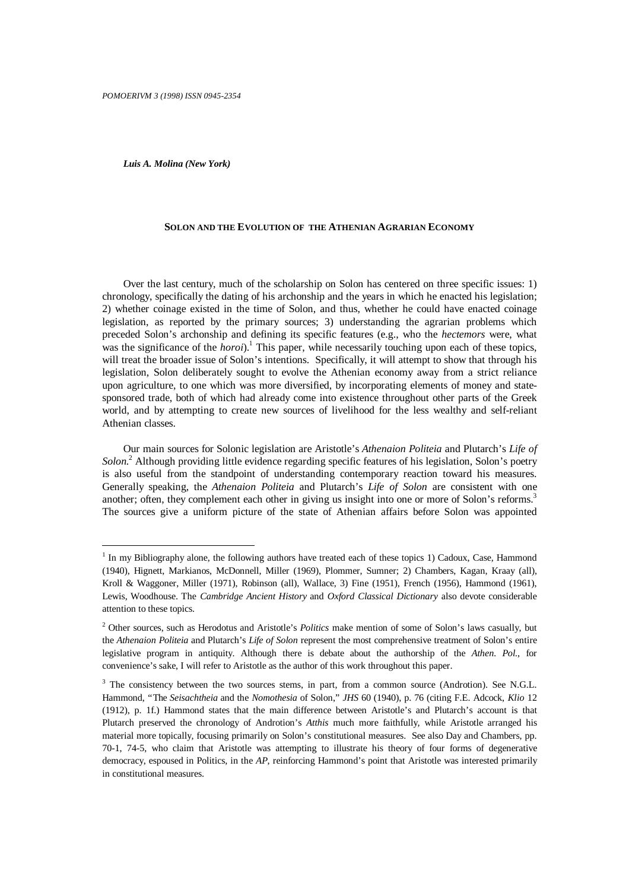*Luis A. Molina (New York)*

# SOLON AND THE EVOLUTION OF THE ATHENIAN AGRARIAN ECONOMY

Over the last century, much of the scholarship on Solon has centered on three specific issues: 1) chronology, specifically the dating of his archonship and the years in which he enacted his legislation; 2) whether coinage existed in the time of Solon, and thus, whether he could have enacted coinage legislation, as reported by the primary sources; 3) understanding the agrarian problems which preceded Solon's archonship and defining its specific features (e.g., who the *hectemors* were, what was the significance of the *horoi*).[1] This paper, while necessarily touching upon each of these topics, will treat the broader issue of Solon's intentions. Specifically, it will attempt to show that through his legislation, Solon deliberately sought to evolve the Athenian economy away from a strict reliance upon agriculture, to one which was more diversified, by incorporating elements of money and state-sponsored trade, both of which had already come into existence throughout other parts of the Greek world, and by attempting to create new sources of livelihood for the less wealthy and self-reliant Athenian classes.

Our main sources for Solonic legislation are Aristotle's *Athenaion Politeia* and Plutarch's *Life of Solon.*[2] Although providing little evidence regarding specific features of his legislation, Solon's poetry is also useful from the standpoint of understanding contemporary reaction toward his measures. Generally speaking, the *Athenaion Politeia* and Plutarch's *Life of Solon* are consistent with one another; often, they complement each other in giving us insight into one or more of Solon's reforms.[3] The sources give a uniform picture of the state of Athenian affairs before Solon was appointed

---

[1] In my Bibliography alone, the following authors have treated each of these topics 1) Cadoux, Case, Hammond (1940), Hignett, Markianos, McDonnell, Miller (1969), Plommer, Sumner; 2) Chambers, Kagan, Kraay (all), Kroll & Waggoner, Miller (1971), Robinson (all), Wallace, 3) Fine (1951), French (1956), Hammond (1961), Lewis, Woodhouse. The *Cambridge Ancient History* and *Oxford Classical Dictionary* also devote considerable attention to these topics.

[2] Other sources, such as Herodotus and Aristotle's *Politics* make mention of some of Solon's laws casually, but the *Athenaion Politeia* and Plutarch's *Life of Solon* represent the most comprehensive treatment of Solon's entire legislative program in antiquity. Although there is debate about the authorship of the *Athen. Pol.*, for convenience's sake, I will refer to Aristotle as the author of this work throughout this paper.

[3] The consistency between the two sources stems, in part, from a common source (Androtion). See N.G.L. Hammond, "The *Seisachtheia* and the *Nomothesia* of Solon," *JHS* 60 (1940), p. 76 (citing F.E. Adcock, *Klio* 12 (1912), p. 1f.) Hammond states that the main difference between Aristotle's and Plutarch's account is that Plutarch preserved the chronology of Androtion's *Atthis* much more faithfully, while Aristotle arranged his material more topically, focusing primarily on Solon's constitutional measures. See also Day and Chambers, pp. 70-1, 74-5, who claim that Aristotle was attempting to illustrate his theory of four forms of degenerative democracy, espoused in Politics, in the *AP*, reinforcing Hammond's point that Aristotle was interested primarily in constitutional measures.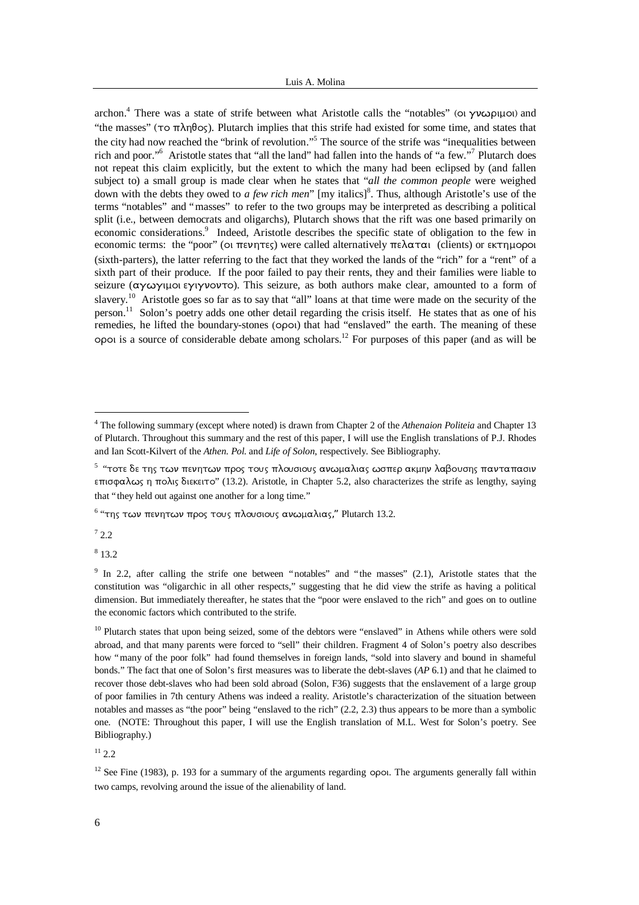archon.[4] There was a state of strife between what Aristotle calls the "notables" (οι γνωριμοι) and "the masses" (το πληθος). Plutarch implies that this strife had existed for some time, and states that the city had now reached the "brink of revolution."[5] The source of the strife was "inequalities between rich and poor."[6] Aristotle states that "all the land" had fallen into the hands of "a few."[7] Plutarch does not repeat this claim explicitly, but the extent to which the many had been eclipsed by (and fallen subject to) a small group is made clear when he states that "*all the common people* were weighed down with the debts they owed to *a few rich men*" [my italics][8]. Thus, although Aristotle's use of the terms "notables" and "masses" to refer to the two groups may be interpreted as describing a political split (i.e., between democrats and oligarchs), Plutarch shows that the rift was one based primarily on economic considerations.[9] Indeed, Aristotle describes the specific state of obligation to the few in economic terms: the "poor" (οι πενητες) were called alternatively πελαται (clients) or εκτημοροι (sixth-parters), the latter referring to the fact that they worked the lands of the "rich" for a "rent" of a sixth part of their produce. If the poor failed to pay their rents, they and their families were liable to seizure (αγωγιμοι εγιγνοντο). This seizure, as both authors make clear, amounted to a form of slavery.[10] Aristotle goes so far as to say that "all" loans at that time were made on the security of the person.[11] Solon's poetry adds one other detail regarding the crisis itself. He states that as one of his remedies, he lifted the boundary-stones (οροι) that had "enslaved" the earth. The meaning of these οροι is a source of considerable debate among scholars.[12] For purposes of this paper (and as will be

---

[4] The following summary (except where noted) is drawn from Chapter 2 of the *Athenaion Politeia* and Chapter 13 of Plutarch. Throughout this summary and the rest of this paper, I will use the English translations of P.J. Rhodes and Ian Scott-Kilvert of the *Athen. Pol.* and *Life of Solon*, respectively. See Bibliography.

[5] "τοτε δε της των πενητων προς τους πλουσιους ανωμαλιας ωσπερ ακμην λαβουσης παντασασιν επισφαλως η πολις διεκειτο" (13.2). Aristotle, in Chapter 5.2, also characterizes the strife as lengthy, saying that "they held out against one another for a long time."

[6] "της των πενητων προς τους πλουσιους ανωμαλιας," Plutarch 13.2.

[7] 2.2

[8] 13.2

[9] In 2.2, after calling the strife one between "notables" and "the masses" (2.1), Aristotle states that the constitution was "oligarchic in all other respects," suggesting that he did view the strife as having a political dimension. But immediately thereafter, he states that the "poor were enslaved to the rich" and goes on to outline the economic factors which contributed to the strife.

[10] Plutarch states that upon being seized, some of the debtors were "enslaved" in Athens while others were sold abroad, and that many parents were forced to "sell" their children. Fragment 4 of Solon's poetry also describes how "many of the poor folk" had found themselves in foreign lands, "sold into slavery and bound in shameful bonds." The fact that one of Solon's first measures was to liberate the debt-slaves (*AP* 6.1) and that he claimed to recover those debt-slaves who had been sold abroad (Solon, F36) suggests that the enslavement of a large group of poor families in 7th century Athens was indeed a reality. Aristotle's characterization of the situation between notables and masses as "the poor" being "enslaved to the rich" (2.2, 2.3) thus appears to be more than a symbolic one. (NOTE: Throughout this paper, I will use the English translation of M.L. West for Solon's poetry. See Bibliography.)

[11] 2.2

[12] See Fine (1983), p. 193 for a summary of the arguments regarding οροι. The arguments generally fall within two camps, revolving around the issue of the alienability of land.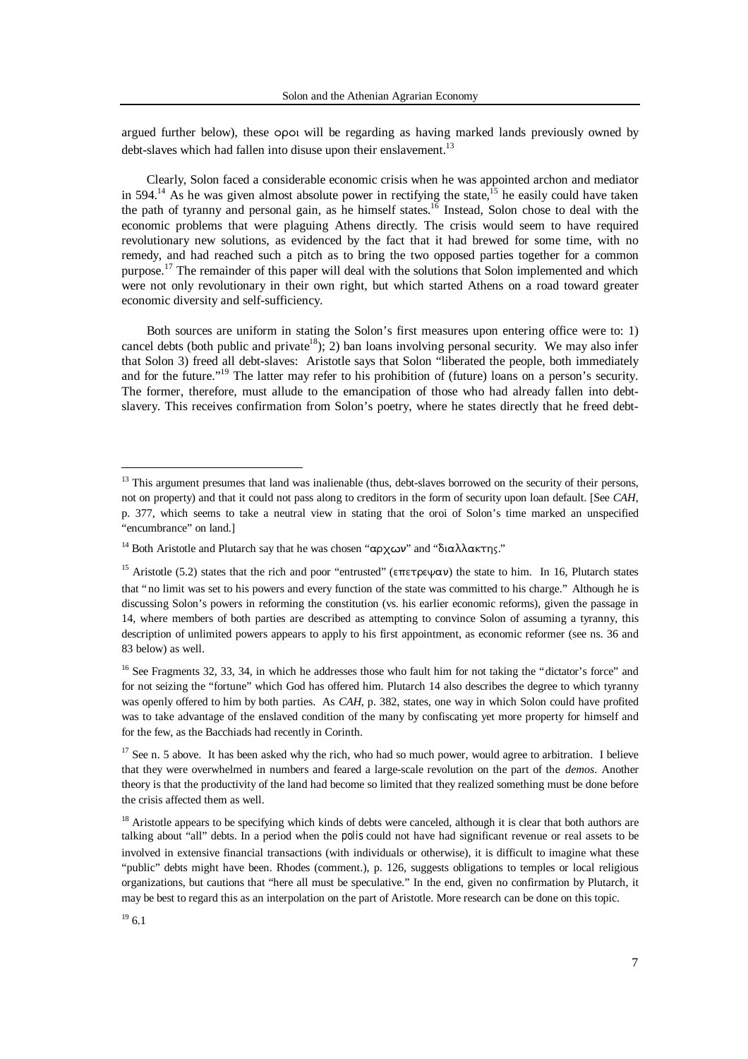argued further below), these οροι will be regarding as having marked lands previously owned by debt-slaves which had fallen into disuse upon their enslavement.[13]

Clearly, Solon faced a considerable economic crisis when he was appointed archon and mediator in 594.[14] As he was given almost absolute power in rectifying the state,[15] he easily could have taken the path of tyranny and personal gain, as he himself states.[16] Instead, Solon chose to deal with the economic problems that were plaguing Athens directly. The crisis would seem to have required revolutionary new solutions, as evidenced by the fact that it had brewed for some time, with no remedy, and had reached such a pitch as to bring the two opposed parties together for a common purpose.[17] The remainder of this paper will deal with the solutions that Solon implemented and which were not only revolutionary in their own right, but which started Athens on a road toward greater economic diversity and self-sufficiency.

Both sources are uniform in stating the Solon's first measures upon entering office were to: 1) cancel debts (both public and private[18]); 2) ban loans involving personal security. We may also infer that Solon 3) freed all debt-slaves: Aristotle says that Solon "liberated the people, both immediately and for the future."[19] The latter may refer to his prohibition of (future) loans on a person's security. The former, therefore, must allude to the emancipation of those who had already fallen into debt-slavery. This receives confirmation from Solon's poetry, where he states directly that he freed debt-

---

[13] This argument presumes that land was inalienable (thus, debt-slaves borrowed on the security of their persons, not on property) and that it could not pass along to creditors in the form of security upon loan default. [See *CAH*, p. 377, which seems to take a neutral view in stating that the oroi of Solon's time marked an unspecified "encumbrance" on land.]

[14] Both Aristotle and Plutarch say that he was chosen "αρχων" and "διαλλακτης."

[15] Aristotle (5.2) states that the rich and poor "entrusted" (επετρεψαν) the state to him. In 16, Plutarch states that "no limit was set to his powers and every function of the state was committed to his charge." Although he is discussing Solon's powers in reforming the constitution (vs. his earlier economic reforms), given the passage in 14, where members of both parties are described as attempting to convince Solon of assuming a tyranny, this description of unlimited powers appears to apply to his first appointment, as economic reformer (see ns. 36 and 83 below) as well.

[16] See Fragments 32, 33, 34, in which he addresses those who fault him for not taking the "dictator's force" and for not seizing the "fortune" which God has offered him. Plutarch 14 also describes the degree to which tyranny was openly offered to him by both parties. As *CAH*, p. 382, states, one way in which Solon could have profited was to take advantage of the enslaved condition of the many by confiscating yet more property for himself and for the few, as the Bacchiads had recently in Corinth.

[17] See n. 5 above. It has been asked why the rich, who had so much power, would agree to arbitration. I believe that they were overwhelmed in numbers and feared a large-scale revolution on the part of the *demos*. Another theory is that the productivity of the land had become so limited that they realized something must be done before the crisis affected them as well.

[18] Aristotle appears to be specifying which kinds of debts were canceled, although it is clear that both authors are talking about "all" debts. In a period when the polis could not have had significant revenue or real assets to be involved in extensive financial transactions (with individuals or otherwise), it is difficult to imagine what these "public" debts might have been. Rhodes (comment.), p. 126, suggests obligations to temples or local religious organizations, but cautions that "here all must be speculative." In the end, given no confirmation by Plutarch, it may be best to regard this as an interpolation on the part of Aristotle. More research can be done on this topic.

[19] 6.1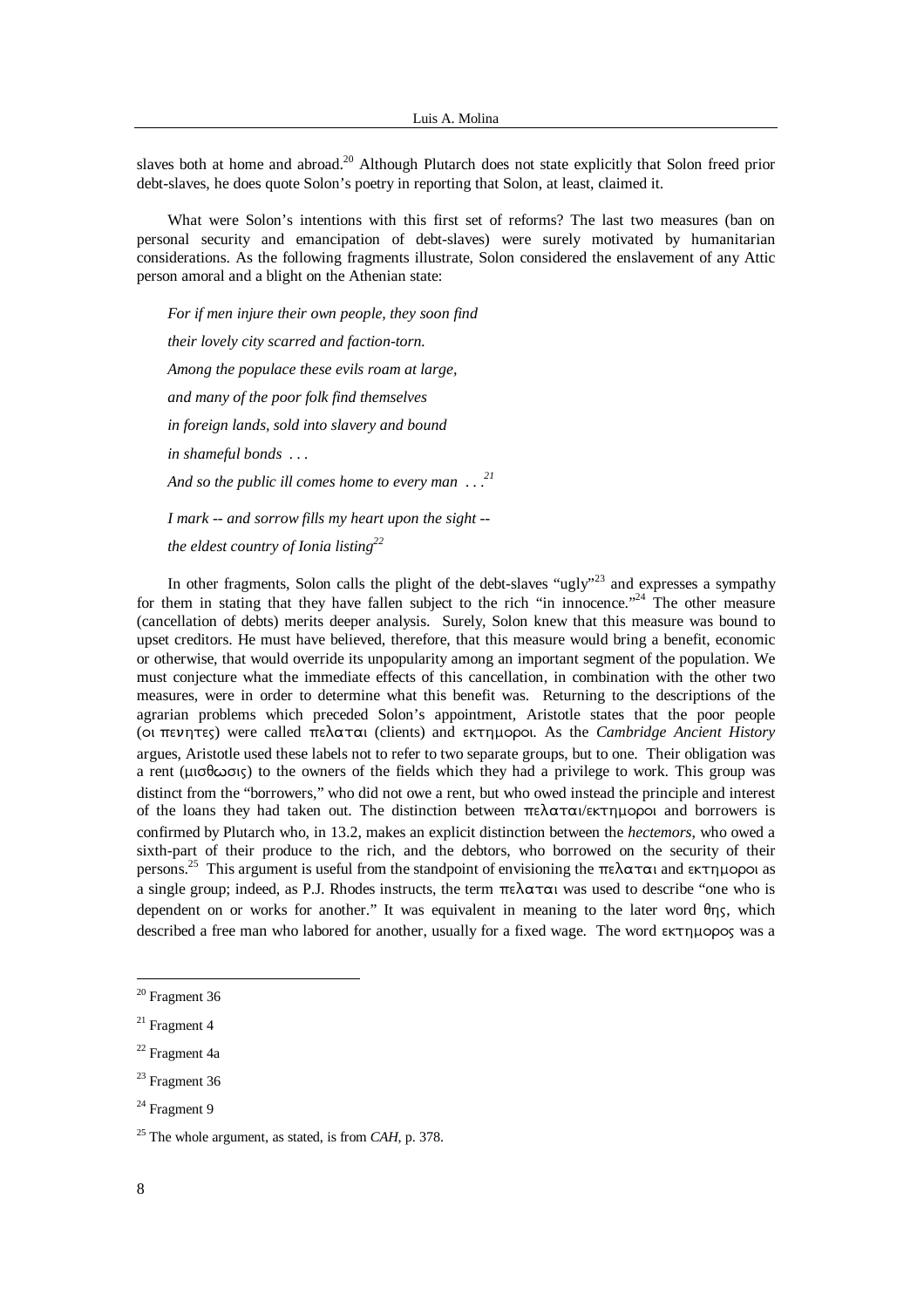slaves both at home and abroad.[20] Although Plutarch does not state explicitly that Solon freed prior debt-slaves, he does quote Solon's poetry in reporting that Solon, at least, claimed it.

What were Solon's intentions with this first set of reforms? The last two measures (ban on personal security and emancipation of debt-slaves) were surely motivated by humanitarian considerations. As the following fragments illustrate, Solon considered the enslavement of any Attic person amoral and a blight on the Athenian state:

> *For if men injure their own people, they soon find*
>
> *their lovely city scarred and faction-torn.*
>
> *Among the populace these evils roam at large,*
>
> *and many of the poor folk find themselves*
>
> *in foreign lands, sold into slavery and bound*
>
> *in shameful bonds . . .*
>
> *And so the public ill comes home to every man . . .*[21]
>
> *I mark -- and sorrow fills my heart upon the sight --*
>
> *the eldest country of Ionia listing*[22]

In other fragments, Solon calls the plight of the debt-slaves "ugly"[23] and expresses a sympathy for them in stating that they have fallen subject to the rich "in innocence."[24] The other measure (cancellation of debts) merits deeper analysis. Surely, Solon knew that this measure was bound to upset creditors. He must have believed, therefore, that this measure would bring a benefit, economic or otherwise, that would override its unpopularity among an important segment of the population. We must conjecture what the immediate effects of this cancellation, in combination with the other two measures, were in order to determine what this benefit was. Returning to the descriptions of the agrarian problems which preceded Solon's appointment, Aristotle states that the poor people (οι πενητες) were called πελαται (clients) and εκτημοροι. As the *Cambridge Ancient History* argues, Aristotle used these labels not to refer to two separate groups, but to one. Their obligation was a rent (μισθωσις) to the owners of the fields which they had a privilege to work. This group was distinct from the "borrowers," who did not owe a rent, but who owed instead the principle and interest of the loans they had taken out. The distinction between πελαται/εκτημοροι and borrowers is confirmed by Plutarch who, in 13.2, makes an explicit distinction between the *hectemors*, who owed a sixth-part of their produce to the rich, and the debtors, who borrowed on the security of their persons.[25] This argument is useful from the standpoint of envisioning the πελαται and εκτημοροι as a single group; indeed, as P.J. Rhodes instructs, the term πελαται was used to describe "one who is dependent on or works for another." It was equivalent in meaning to the later word θης, which described a free man who labored for another, usually for a fixed wage. The word εκτημορος was a

---

[20] Fragment 36

[21] Fragment 4

[22] Fragment 4a

[23] Fragment 36

[24] Fragment 9

[25] The whole argument, as stated, is from *CAH*, p. 378.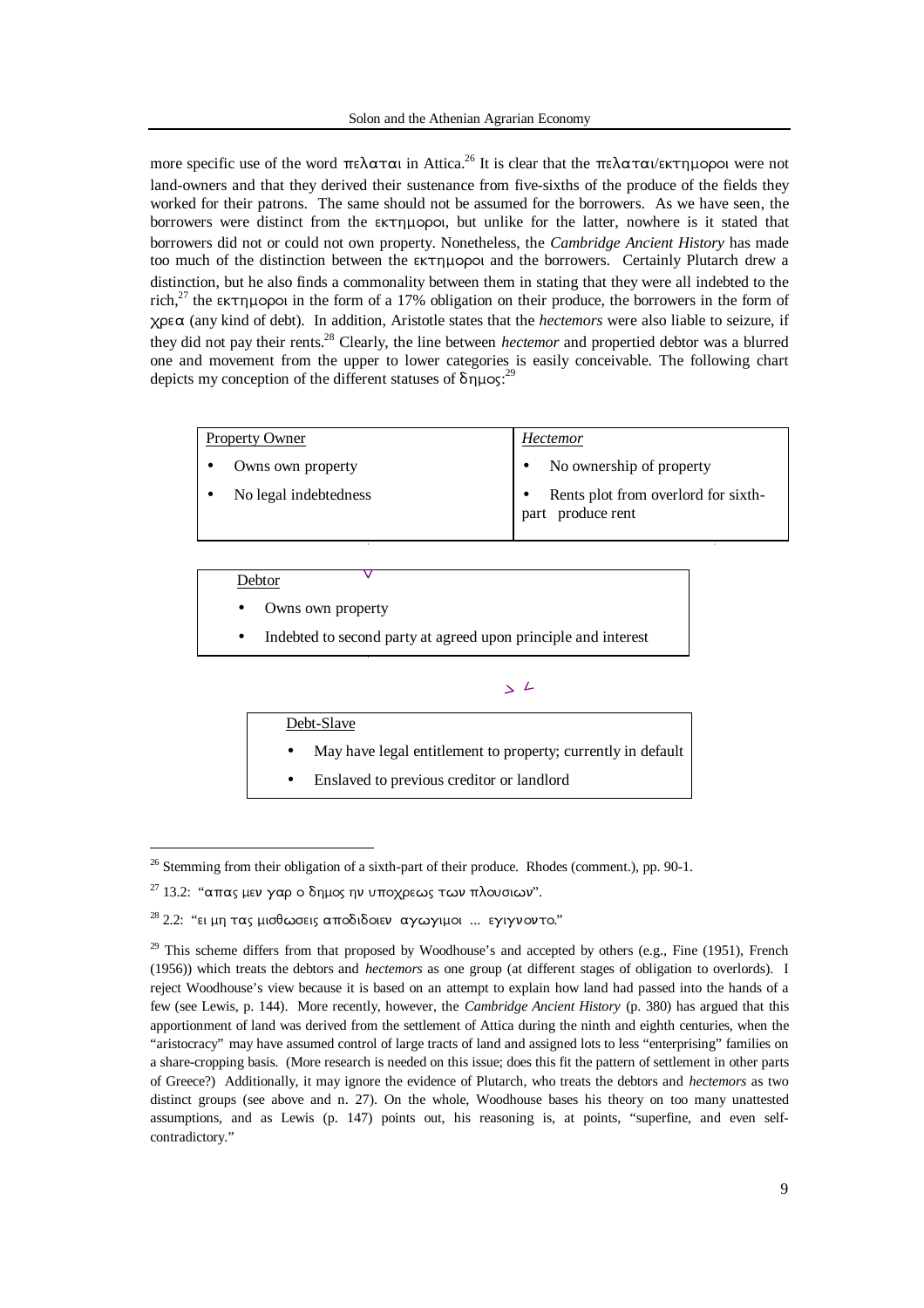more specific use of the word πελαται in Attica.[26] It is clear that the πελαται/εκτημοροι were not land-owners and that they derived their sustenance from five-sixths of the produce of the fields they worked for their patrons. The same should not be assumed for the borrowers. As we have seen, the borrowers were distinct from the εκτημοροι, but unlike for the latter, nowhere is it stated that borrowers did not or could not own property. Nonetheless, the *Cambridge Ancient History* has made too much of the distinction between the εκτημοροι and the borrowers. Certainly Plutarch drew a distinction, but he also finds a commonality between them in stating that they were all indebted to the rich,[27] the εκτημοροι in the form of a 17% obligation on their produce, the borrowers in the form of χρεα (any kind of debt). In addition, Aristotle states that the *hectemors* were also liable to seizure, if they did not pay their rents.[28] Clearly, the line between *hectemor* and propertied debtor was a blurred one and movement from the upper to lower categories is easily conceivable. The following chart depicts my conception of the different statuses of δημος:[29]

| Property Owner | *Hectemor* |
|---|---|
| • Owns own property | • No ownership of property |
| • No legal indebtedness | • Rents plot from overlord for sixth-part produce rent |

| Debtor |
|---|
| • Owns own property |
| • Indebted to second party at agreed upon principle and interest |

| Debt-Slave |
|---|
| • May have legal entitlement to property; currently in default |
| • Enslaved to previous creditor or landlord |

---

[26] Stemming from their obligation of a sixth-part of their produce. Rhodes (comment.), pp. 90-1.

[27] 13.2: "απας μεν γαρ ο δημος ην υποχρεως των πλουσιων".

[28] 2.2: "ει μη τας μισθωσεις αποδιδοιεν αγωγιμοι ... εγιγνοντο."

[29] This scheme differs from that proposed by Woodhouse's and accepted by others (e.g., Fine (1951), French (1956)) which treats the debtors and *hectemors* as one group (at different stages of obligation to overlords). I reject Woodhouse's view because it is based on an attempt to explain how land had passed into the hands of a few (see Lewis, p. 144). More recently, however, the *Cambridge Ancient History* (p. 380) has argued that this apportionment of land was derived from the settlement of Attica during the ninth and eighth centuries, when the "aristocracy" may have assumed control of large tracts of land and assigned lots to less "enterprising" families on a share-cropping basis. (More research is needed on this issue; does this fit the pattern of settlement in other parts of Greece?) Additionally, it may ignore the evidence of Plutarch, who treats the debtors and *hectemors* as two distinct groups (see above and n. 27). On the whole, Woodhouse bases his theory on too many unattested assumptions, and as Lewis (p. 147) points out, his reasoning is, at points, "superfine, and even self-contradictory."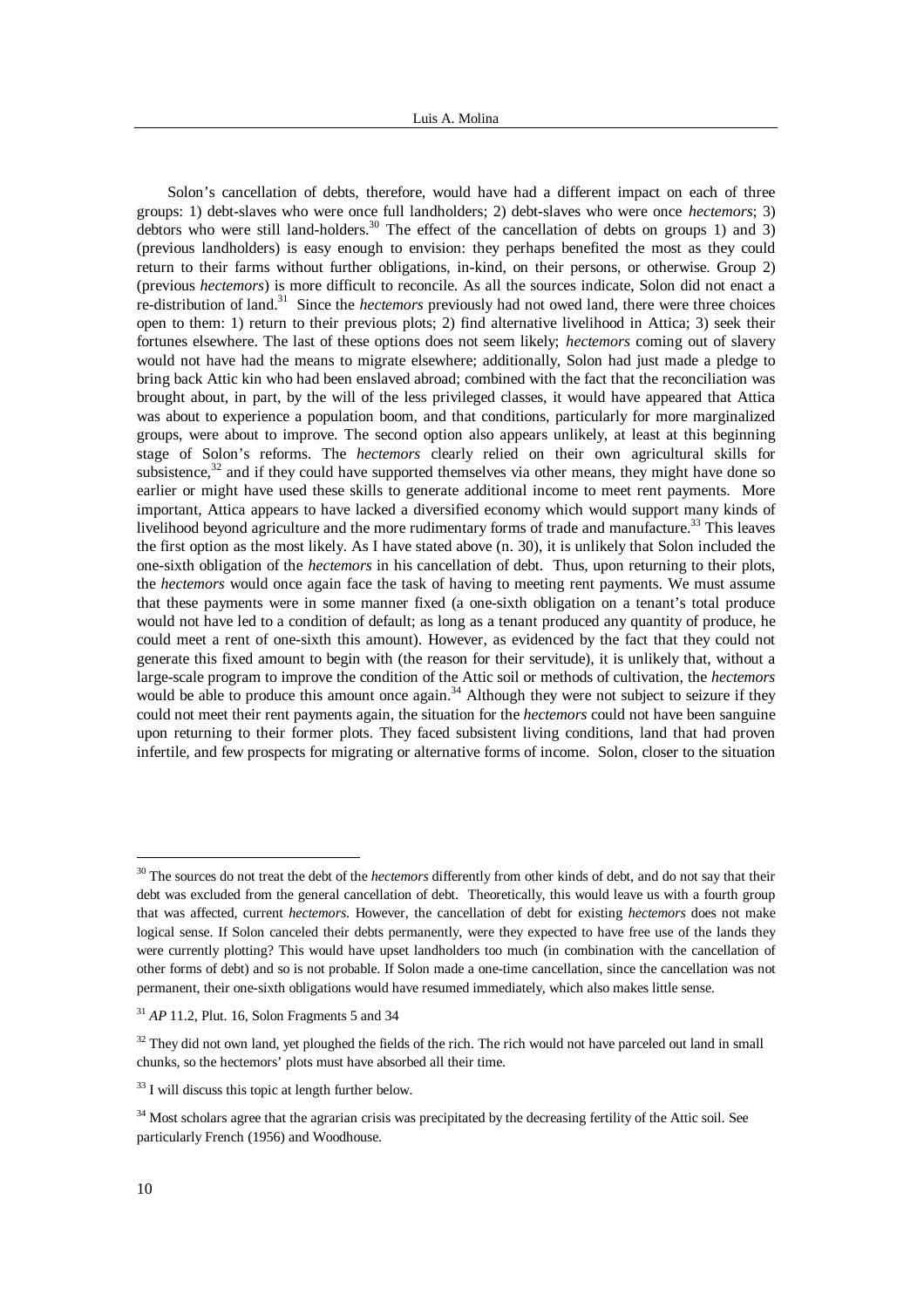Solon's cancellation of debts, therefore, would have had a different impact on each of three groups: 1) debt-slaves who were once full landholders; 2) debt-slaves who were once *hectemors*; 3) debtors who were still land-holders.[30] The effect of the cancellation of debts on groups 1) and 3) (previous landholders) is easy enough to envision: they perhaps benefited the most as they could return to their farms without further obligations, in-kind, on their persons, or otherwise. Group 2) (previous *hectemors*) is more difficult to reconcile. As all the sources indicate, Solon did not enact a re-distribution of land.[31] Since the *hectemors* previously had not owed land, there were three choices open to them: 1) return to their previous plots; 2) find alternative livelihood in Attica; 3) seek their fortunes elsewhere. The last of these options does not seem likely; *hectemors* coming out of slavery would not have had the means to migrate elsewhere; additionally, Solon had just made a pledge to bring back Attic kin who had been enslaved abroad; combined with the fact that the reconciliation was brought about, in part, by the will of the less privileged classes, it would have appeared that Attica was about to experience a population boom, and that conditions, particularly for more marginalized groups, were about to improve. The second option also appears unlikely, at least at this beginning stage of Solon's reforms. The *hectemors* clearly relied on their own agricultural skills for subsistence,[32] and if they could have supported themselves via other means, they might have done so earlier or might have used these skills to generate additional income to meet rent payments. More important, Attica appears to have lacked a diversified economy which would support many kinds of livelihood beyond agriculture and the more rudimentary forms of trade and manufacture.[33] This leaves the first option as the most likely. As I have stated above (n. 30), it is unlikely that Solon included the one-sixth obligation of the *hectemors* in his cancellation of debt. Thus, upon returning to their plots, the *hectemors* would once again face the task of having to meeting rent payments. We must assume that these payments were in some manner fixed (a one-sixth obligation on a tenant's total produce would not have led to a condition of default; as long as a tenant produced any quantity of produce, he could meet a rent of one-sixth this amount). However, as evidenced by the fact that they could not generate this fixed amount to begin with (the reason for their servitude), it is unlikely that, without a large-scale program to improve the condition of the Attic soil or methods of cultivation, the *hectemors* would be able to produce this amount once again.[34] Although they were not subject to seizure if they could not meet their rent payments again, the situation for the *hectemors* could not have been sanguine upon returning to their former plots. They faced subsistent living conditions, land that had proven infertile, and few prospects for migrating or alternative forms of income. Solon, closer to the situation

---

[30] The sources do not treat the debt of the *hectemors* differently from other kinds of debt, and do not say that their debt was excluded from the general cancellation of debt. Theoretically, this would leave us with a fourth group that was affected, current *hectemors*. However, the cancellation of debt for existing *hectemors* does not make logical sense. If Solon canceled their debts permanently, were they expected to have free use of the lands they were currently plotting? This would have upset landholders too much (in combination with the cancellation of other forms of debt) and so is not probable. If Solon made a one-time cancellation, since the cancellation was not permanent, their one-sixth obligations would have resumed immediately, which also makes little sense.

[31] *AP* 11.2, Plut. 16, Solon Fragments 5 and 34

[32] They did not own land, yet ploughed the fields of the rich. The rich would not have parceled out land in small chunks, so the hectemors' plots must have absorbed all their time.

[33] I will discuss this topic at length further below.

[34] Most scholars agree that the agrarian crisis was precipitated by the decreasing fertility of the Attic soil. See particularly French (1956) and Woodhouse.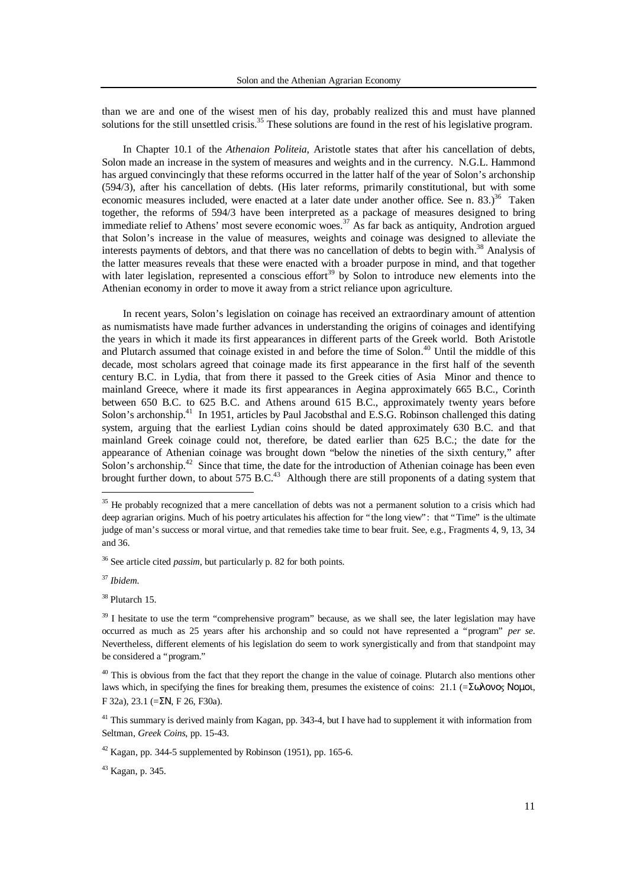than we are and one of the wisest men of his day, probably realized this and must have planned solutions for the still unsettled crisis.[35] These solutions are found in the rest of his legislative program.

In Chapter 10.1 of the *Athenaion Politeia*, Aristotle states that after his cancellation of debts, Solon made an increase in the system of measures and weights and in the currency. N.G.L. Hammond has argued convincingly that these reforms occurred in the latter half of the year of Solon's archonship (594/3), after his cancellation of debts. (His later reforms, primarily constitutional, but with some economic measures included, were enacted at a later date under another office. See n. 83.)[36] Taken together, the reforms of 594/3 have been interpreted as a package of measures designed to bring immediate relief to Athens' most severe economic woes.[37] As far back as antiquity, Androtion argued that Solon's increase in the value of measures, weights and coinage was designed to alleviate the interests payments of debtors, and that there was no cancellation of debts to begin with.[38] Analysis of the latter measures reveals that these were enacted with a broader purpose in mind, and that together with later legislation, represented a conscious effort[39] by Solon to introduce new elements into the Athenian economy in order to move it away from a strict reliance upon agriculture.

In recent years, Solon's legislation on coinage has received an extraordinary amount of attention as numismatists have made further advances in understanding the origins of coinages and identifying the years in which it made its first appearances in different parts of the Greek world. Both Aristotle and Plutarch assumed that coinage existed in and before the time of Solon.[40] Until the middle of this decade, most scholars agreed that coinage made its first appearance in the first half of the seventh century B.C. in Lydia, that from there it passed to the Greek cities of Asia Minor and thence to mainland Greece, where it made its first appearances in Aegina approximately 665 B.C., Corinth between 650 B.C. to 625 B.C. and Athens around 615 B.C., approximately twenty years before Solon's archonship.[41] In 1951, articles by Paul Jacobsthal and E.S.G. Robinson challenged this dating system, arguing that the earliest Lydian coins should be dated approximately 630 B.C. and that mainland Greek coinage could not, therefore, be dated earlier than 625 B.C.; the date for the appearance of Athenian coinage was brought down "below the nineties of the sixth century," after Solon's archonship.[42] Since that time, the date for the introduction of Athenian coinage has been even brought further down, to about 575 B.C.[43] Although there are still proponents of a dating system that

---

[35] He probably recognized that a mere cancellation of debts was not a permanent solution to a crisis which had deep agrarian origins. Much of his poetry articulates his affection for "the long view": that "Time" is the ultimate judge of man's success or moral virtue, and that remedies take time to bear fruit. See, e.g., Fragments 4, 9, 13, 34 and 36.

[36] See article cited *passim*, but particularly p. 82 for both points.

[37] *Ibidem.*

[38] Plutarch 15.

[39] I hesitate to use the term "comprehensive program" because, as we shall see, the later legislation may have occurred as much as 25 years after his archonship and so could not have represented a "program" *per se*. Nevertheless, different elements of his legislation do seem to work synergistically and from that standpoint may be considered a "program."

[40] This is obvious from the fact that they report the change in the value of coinage. Plutarch also mentions other laws which, in specifying the fines for breaking them, presumes the existence of coins: 21.1 (=Σωλονος Νομοι, F 32a), 23.1 (=ΣΝ, F 26, F30a).

[41] This summary is derived mainly from Kagan, pp. 343-4, but I have had to supplement it with information from Seltman, *Greek Coins*, pp. 15-43.

[42] Kagan, pp. 344-5 supplemented by Robinson (1951), pp. 165-6.

[43] Kagan, p. 345.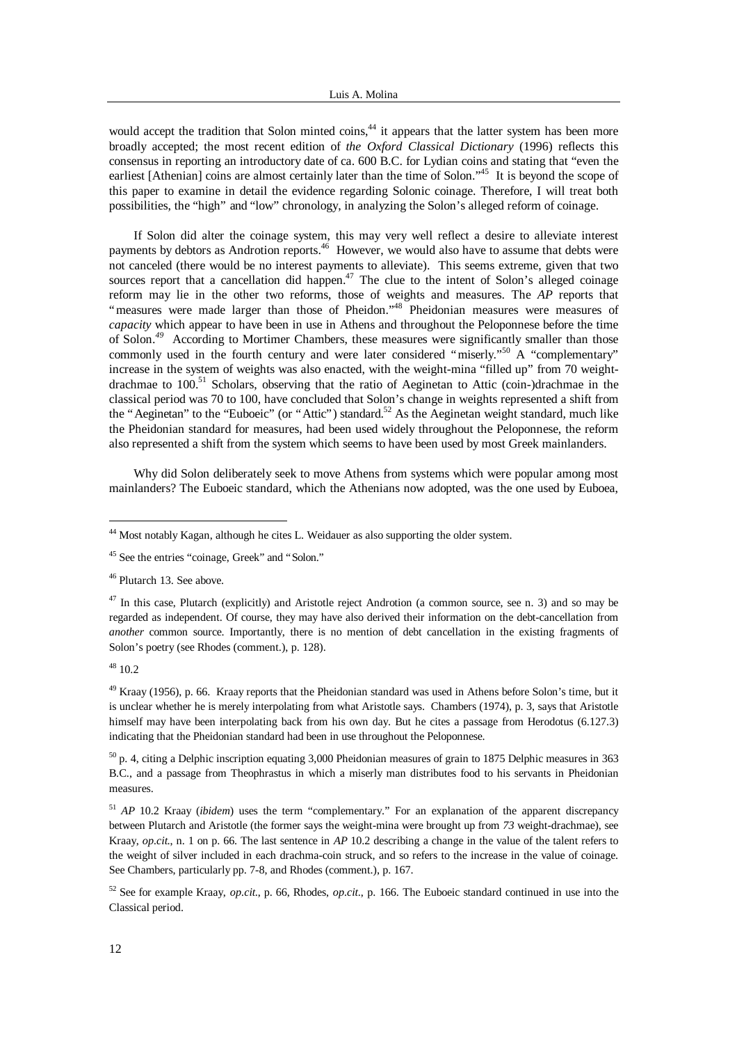would accept the tradition that Solon minted coins,[44] it appears that the latter system has been more broadly accepted; the most recent edition of *the Oxford Classical Dictionary* (1996) reflects this consensus in reporting an introductory date of ca. 600 B.C. for Lydian coins and stating that "even the earliest [Athenian] coins are almost certainly later than the time of Solon."[45] It is beyond the scope of this paper to examine in detail the evidence regarding Solonic coinage. Therefore, I will treat both possibilities, the "high" and "low" chronology, in analyzing the Solon's alleged reform of coinage.

If Solon did alter the coinage system, this may very well reflect a desire to alleviate interest payments by debtors as Androtion reports.[46] However, we would also have to assume that debts were not canceled (there would be no interest payments to alleviate). This seems extreme, given that two sources report that a cancellation did happen.[47] The clue to the intent of Solon's alleged coinage reform may lie in the other two reforms, those of weights and measures. The *AP* reports that "measures were made larger than those of Pheidon."[48] Pheidonian measures were measures of *capacity* which appear to have been in use in Athens and throughout the Peloponnese before the time of Solon.[49] According to Mortimer Chambers, these measures were significantly smaller than those commonly used in the fourth century and were later considered "miserly."[50] A "complementary" increase in the system of weights was also enacted, with the weight-mina "filled up" from 70 weight-drachmae to 100.[51] Scholars, observing that the ratio of Aeginetan to Attic (coin-)drachmae in the classical period was 70 to 100, have concluded that Solon's change in weights represented a shift from the "Aeginetan" to the "Euboeic" (or "Attic") standard.[52] As the Aeginetan weight standard, much like the Pheidonian standard for measures, had been used widely throughout the Peloponnese, the reform also represented a shift from the system which seems to have been used by most Greek mainlanders.

Why did Solon deliberately seek to move Athens from systems which were popular among most mainlanders? The Euboeic standard, which the Athenians now adopted, was the one used by Euboea,

---

[44] Most notably Kagan, although he cites L. Weidauer as also supporting the older system.

[45] See the entries "coinage, Greek" and "Solon."

[46] Plutarch 13. See above.

[47] In this case, Plutarch (explicitly) and Aristotle reject Androtion (a common source, see n. 3) and so may be regarded as independent. Of course, they may have also derived their information on the debt-cancellation from *another* common source. Importantly, there is no mention of debt cancellation in the existing fragments of Solon's poetry (see Rhodes (comment.), p. 128).

[48] 10.2

[49] Kraay (1956), p. 66. Kraay reports that the Pheidonian standard was used in Athens before Solon's time, but it is unclear whether he is merely interpolating from what Aristotle says. Chambers (1974), p. 3, says that Aristotle himself may have been interpolating back from his own day. But he cites a passage from Herodotus (6.127.3) indicating that the Pheidonian standard had been in use throughout the Peloponnese.

[50] p. 4, citing a Delphic inscription equating 3,000 Pheidonian measures of grain to 1875 Delphic measures in 363 B.C., and a passage from Theophrastus in which a miserly man distributes food to his servants in Pheidonian measures.

[51] *AP* 10.2 Kraay (*ibidem*) uses the term "complementary." For an explanation of the apparent discrepancy between Plutarch and Aristotle (the former says the weight-mina were brought up from *73* weight-drachmae), see Kraay, *op.cit.*, n. 1 on p. 66. The last sentence in *AP* 10.2 describing a change in the value of the talent refers to the weight of silver included in each drachma-coin struck, and so refers to the increase in the value of coinage. See Chambers, particularly pp. 7-8, and Rhodes (comment.), p. 167.

[52] See for example Kraay, *op.cit.*, p. 66, Rhodes, *op.cit.*, p. 166. The Euboeic standard continued in use into the Classical period.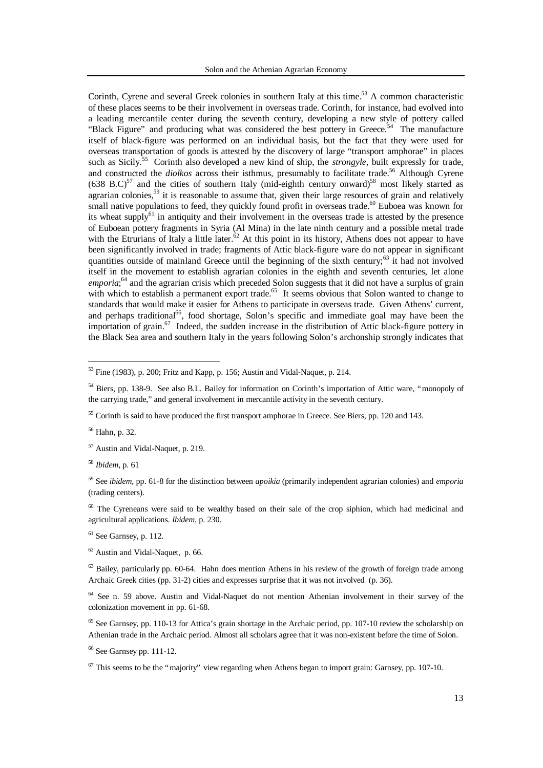Corinth, Cyrene and several Greek colonies in southern Italy at this time.[53] A common characteristic of these places seems to be their involvement in overseas trade. Corinth, for instance, had evolved into a leading mercantile center during the seventh century, developing a new style of pottery called "Black Figure" and producing what was considered the best pottery in Greece.[54] The manufacture itself of black-figure was performed on an individual basis, but the fact that they were used for overseas transportation of goods is attested by the discovery of large "transport amphorae" in places such as Sicily.[55] Corinth also developed a new kind of ship, the *strongyle*, built expressly for trade, and constructed the *diolkos* across their isthmus, presumably to facilitate trade.[56] Although Cyrene (638 B.C)[57] and the cities of southern Italy (mid-eighth century onward)[58] most likely started as agrarian colonies,[59] it is reasonable to assume that, given their large resources of grain and relatively small native populations to feed, they quickly found profit in overseas trade.[60] Euboea was known for its wheat supply[61] in antiquity and their involvement in the overseas trade is attested by the presence of Euboean pottery fragments in Syria (Al Mina) in the late ninth century and a possible metal trade with the Etrurians of Italy a little later.[62] At this point in its history, Athens does not appear to have been significantly involved in trade; fragments of Attic black-figure ware do not appear in significant quantities outside of mainland Greece until the beginning of the sixth century;[63] it had not involved itself in the movement to establish agrarian colonies in the eighth and seventh centuries, let alone *emporia*;[64] and the agrarian crisis which preceded Solon suggests that it did not have a surplus of grain with which to establish a permanent export trade.[65] It seems obvious that Solon wanted to change to standards that would make it easier for Athens to participate in overseas trade. Given Athens' current, and perhaps traditional[66], food shortage, Solon's specific and immediate goal may have been the importation of grain.[67] Indeed, the sudden increase in the distribution of Attic black-figure pottery in the Black Sea area and southern Italy in the years following Solon's archonship strongly indicates that

---

[53] Fine (1983), p. 200; Fritz and Kapp, p. 156; Austin and Vidal-Naquet, p. 214.

[54] Biers, pp. 138-9. See also B.L. Bailey for information on Corinth's importation of Attic ware, "monopoly of the carrying trade," and general involvement in mercantile activity in the seventh century.

[55] Corinth is said to have produced the first transport amphorae in Greece. See Biers, pp. 120 and 143.

[56] Hahn, p. 32.

[57] Austin and Vidal-Naquet, p. 219.

[58] *Ibidem*, p. 61

[59] See *ibidem*, pp. 61-8 for the distinction between *apoikia* (primarily independent agrarian colonies) and *emporia* (trading centers).

[60] The Cyreneans were said to be wealthy based on their sale of the crop siphion, which had medicinal and agricultural applications. *Ibidem*, p. 230.

[61] See Garnsey, p. 112.

[62] Austin and Vidal-Naquet, p. 66.

[63] Bailey, particularly pp. 60-64. Hahn does mention Athens in his review of the growth of foreign trade among Archaic Greek cities (pp. 31-2) cities and expresses surprise that it was not involved (p. 36).

[64] See n. 59 above. Austin and Vidal-Naquet do not mention Athenian involvement in their survey of the colonization movement in pp. 61-68.

[65] See Garnsey, pp. 110-13 for Attica's grain shortage in the Archaic period, pp. 107-10 review the scholarship on Athenian trade in the Archaic period. Almost all scholars agree that it was non-existent before the time of Solon.

[66] See Garnsey pp. 111-12.

[67] This seems to be the "majority" view regarding when Athens began to import grain: Garnsey, pp. 107-10.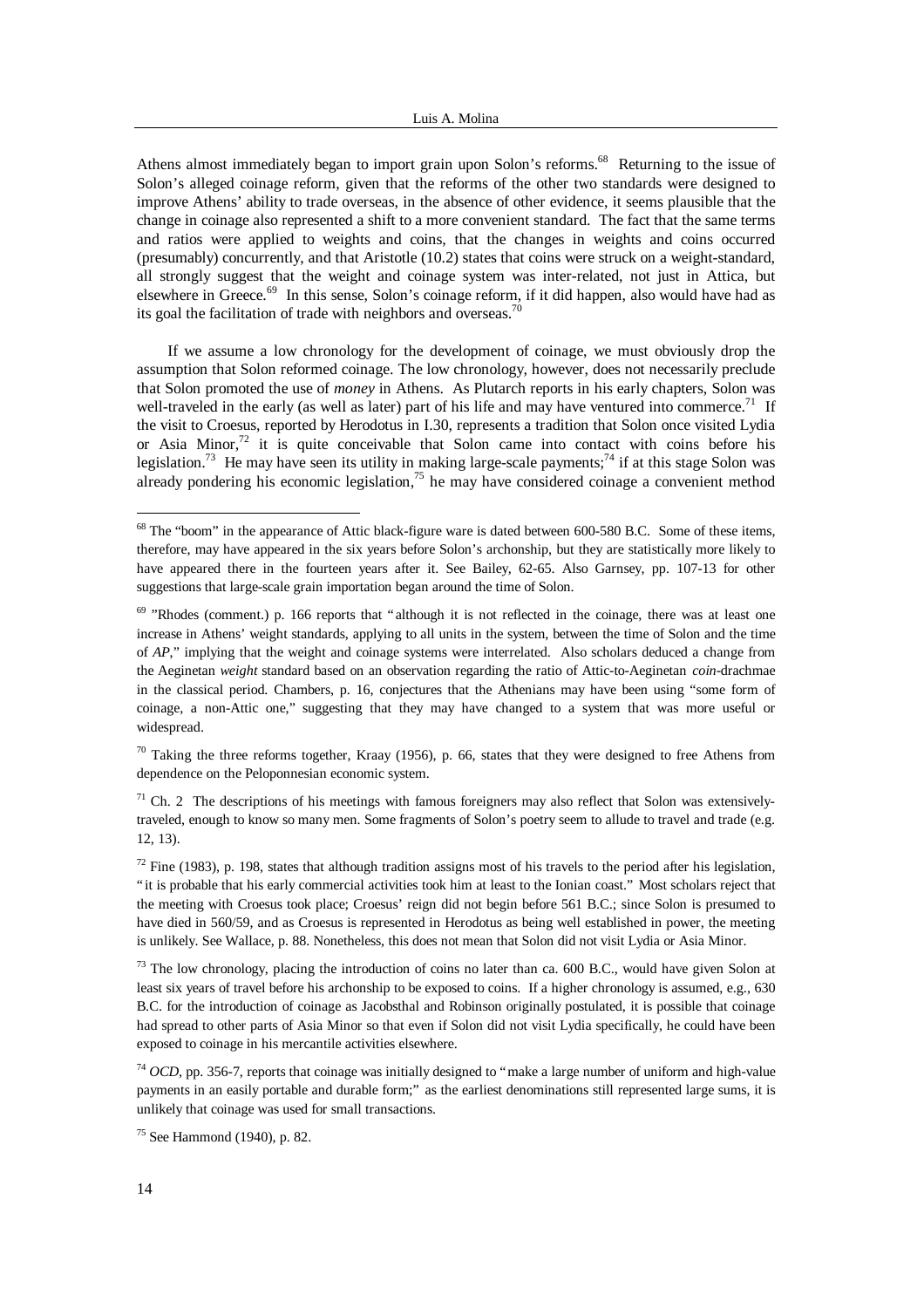Athens almost immediately began to import grain upon Solon's reforms.[68] Returning to the issue of Solon's alleged coinage reform, given that the reforms of the other two standards were designed to improve Athens' ability to trade overseas, in the absence of other evidence, it seems plausible that the change in coinage also represented a shift to a more convenient standard. The fact that the same terms and ratios were applied to weights and coins, that the changes in weights and coins occurred (presumably) concurrently, and that Aristotle (10.2) states that coins were struck on a weight-standard, all strongly suggest that the weight and coinage system was inter-related, not just in Attica, but elsewhere in Greece.[69] In this sense, Solon's coinage reform, if it did happen, also would have had as its goal the facilitation of trade with neighbors and overseas.[70]

If we assume a low chronology for the development of coinage, we must obviously drop the assumption that Solon reformed coinage. The low chronology, however, does not necessarily preclude that Solon promoted the use of *money* in Athens. As Plutarch reports in his early chapters, Solon was well-traveled in the early (as well as later) part of his life and may have ventured into commerce.[71] If the visit to Croesus, reported by Herodotus in I.30, represents a tradition that Solon once visited Lydia or Asia Minor,[72] it is quite conceivable that Solon came into contact with coins before his legislation.[73] He may have seen its utility in making large-scale payments;[74] if at this stage Solon was already pondering his economic legislation,[75] he may have considered coinage a convenient method

---

[68] The "boom" in the appearance of Attic black-figure ware is dated between 600-580 B.C. Some of these items, therefore, may have appeared in the six years before Solon's archonship, but they are statistically more likely to have appeared there in the fourteen years after it. See Bailey, 62-65. Also Garnsey, pp. 107-13 for other suggestions that large-scale grain importation began around the time of Solon.

[69] "Rhodes (comment.) p. 166 reports that "although it is not reflected in the coinage, there was at least one increase in Athens' weight standards, applying to all units in the system, between the time of Solon and the time of *AP*," implying that the weight and coinage systems were interrelated. Also scholars deduced a change from the Aeginetan *weight* standard based on an observation regarding the ratio of Attic-to-Aeginetan *coin*-drachmae in the classical period. Chambers, p. 16, conjectures that the Athenians may have been using "some form of coinage, a non-Attic one," suggesting that they may have changed to a system that was more useful or widespread.

[70] Taking the three reforms together, Kraay (1956), p. 66, states that they were designed to free Athens from dependence on the Peloponnesian economic system.

[71] Ch. 2 The descriptions of his meetings with famous foreigners may also reflect that Solon was extensively-traveled, enough to know so many men. Some fragments of Solon's poetry seem to allude to travel and trade (e.g. 12, 13).

[72] Fine (1983), p. 198, states that although tradition assigns most of his travels to the period after his legislation, "it is probable that his early commercial activities took him at least to the Ionian coast." Most scholars reject that the meeting with Croesus took place; Croesus' reign did not begin before 561 B.C.; since Solon is presumed to have died in 560/59, and as Croesus is represented in Herodotus as being well established in power, the meeting is unlikely. See Wallace, p. 88. Nonetheless, this does not mean that Solon did not visit Lydia or Asia Minor.

[73] The low chronology, placing the introduction of coins no later than ca. 600 B.C., would have given Solon at least six years of travel before his archonship to be exposed to coins. If a higher chronology is assumed, e.g., 630 B.C. for the introduction of coinage as Jacobsthal and Robinson originally postulated, it is possible that coinage had spread to other parts of Asia Minor so that even if Solon did not visit Lydia specifically, he could have been exposed to coinage in his mercantile activities elsewhere.

[74] *OCD*, pp. 356-7, reports that coinage was initially designed to "make a large number of uniform and high-value payments in an easily portable and durable form;" as the earliest denominations still represented large sums, it is unlikely that coinage was used for small transactions.

[75] See Hammond (1940), p. 82.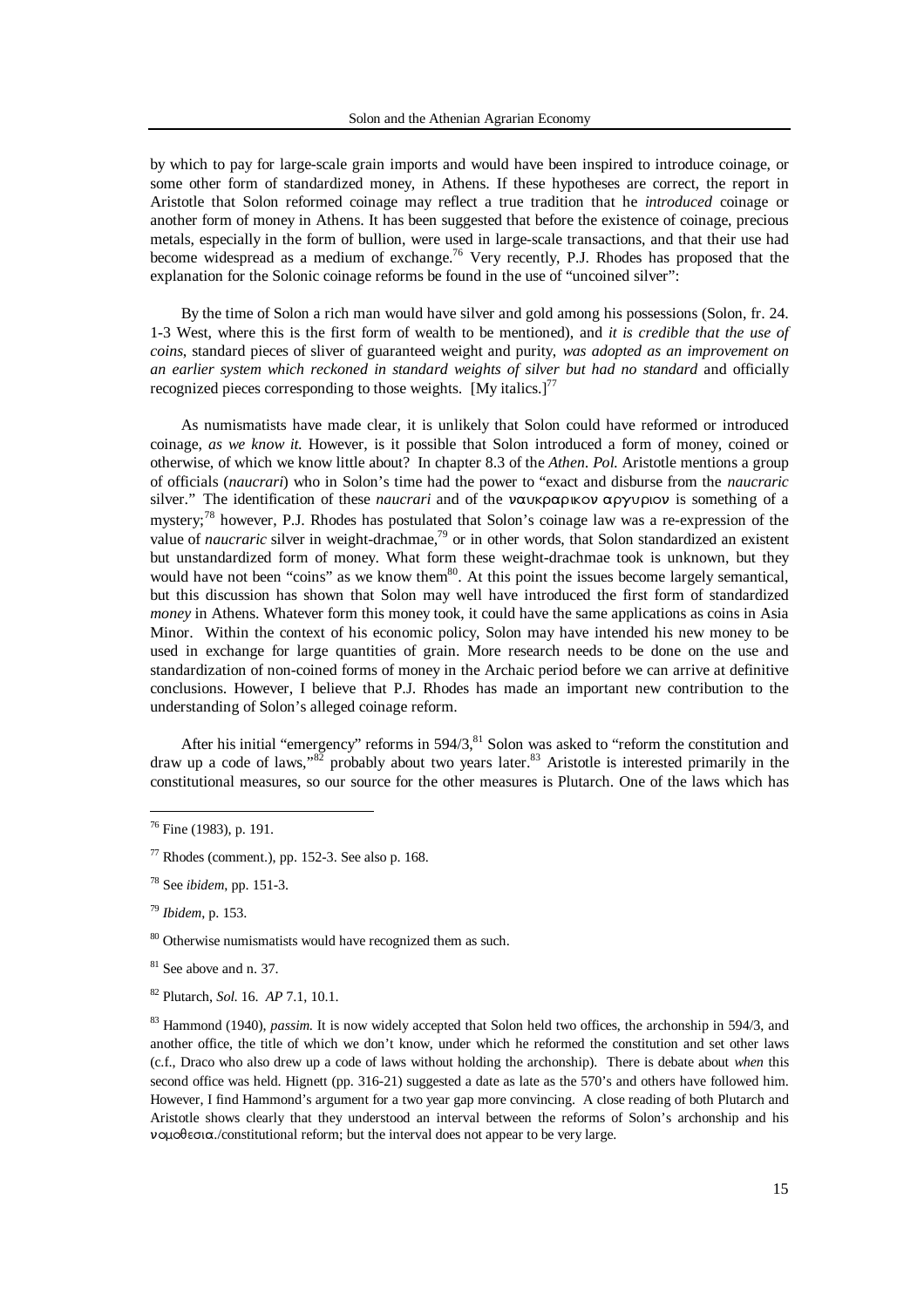by which to pay for large-scale grain imports and would have been inspired to introduce coinage, or some other form of standardized money, in Athens. If these hypotheses are correct, the report in Aristotle that Solon reformed coinage may reflect a true tradition that he *introduced* coinage or another form of money in Athens. It has been suggested that before the existence of coinage, precious metals, especially in the form of bullion, were used in large-scale transactions, and that their use had become widespread as a medium of exchange.[76] Very recently, P.J. Rhodes has proposed that the explanation for the Solonic coinage reforms be found in the use of "uncoined silver":

> By the time of Solon a rich man would have silver and gold among his possessions (Solon, fr. 24. 1-3 West, where this is the first form of wealth to be mentioned), and *it is credible that the use of coins*, standard pieces of sliver of guaranteed weight and purity, *was adopted as an improvement on an earlier system which reckoned in standard weights of silver but had no standard* and officially recognized pieces corresponding to those weights. [My italics.][77]

As numismatists have made clear, it is unlikely that Solon could have reformed or introduced coinage, *as we know it.* However, is it possible that Solon introduced a form of money, coined or otherwise, of which we know little about? In chapter 8.3 of the *Athen. Pol.* Aristotle mentions a group of officials (*naucrari*) who in Solon's time had the power to "exact and disburse from the *naucraric* silver." The identification of these *naucrari* and of the ναυκραρικον αργυριον is something of a mystery;[78] however, P.J. Rhodes has postulated that Solon's coinage law was a re-expression of the value of *naucraric* silver in weight-drachmae,[79] or in other words, that Solon standardized an existent but unstandardized form of money. What form these weight-drachmae took is unknown, but they would have not been "coins" as we know them[80]. At this point the issues become largely semantical, but this discussion has shown that Solon may well have introduced the first form of standardized *money* in Athens. Whatever form this money took, it could have the same applications as coins in Asia Minor. Within the context of his economic policy, Solon may have intended his new money to be used in exchange for large quantities of grain. More research needs to be done on the use and standardization of non-coined forms of money in the Archaic period before we can arrive at definitive conclusions. However, I believe that P.J. Rhodes has made an important new contribution to the understanding of Solon's alleged coinage reform.

After his initial "emergency" reforms in 594/3,[81] Solon was asked to "reform the constitution and draw up a code of laws,"[82] probably about two years later.[83] Aristotle is interested primarily in the constitutional measures, so our source for the other measures is Plutarch. One of the laws which has

---

[76] Fine (1983), p. 191.

[77] Rhodes (comment.), pp. 152-3. See also p. 168.

[78] See *ibidem*, pp. 151-3.

[79] *Ibidem*, p. 153.

[80] Otherwise numismatists would have recognized them as such.

[81] See above and n. 37.

[82] Plutarch, *Sol.* 16. *AP* 7.1, 10.1.

[83] Hammond (1940), *passim.* It is now widely accepted that Solon held two offices, the archonship in 594/3, and another office, the title of which we don't know, under which he reformed the constitution and set other laws (c.f., Draco who also drew up a code of laws without holding the archonship). There is debate about *when* this second office was held. Hignett (pp. 316-21) suggested a date as late as the 570's and others have followed him. However, I find Hammond's argument for a two year gap more convincing. A close reading of both Plutarch and Aristotle shows clearly that they understood an interval between the reforms of Solon's archonship and his νομοθεσια./constitutional reform; but the interval does not appear to be very large.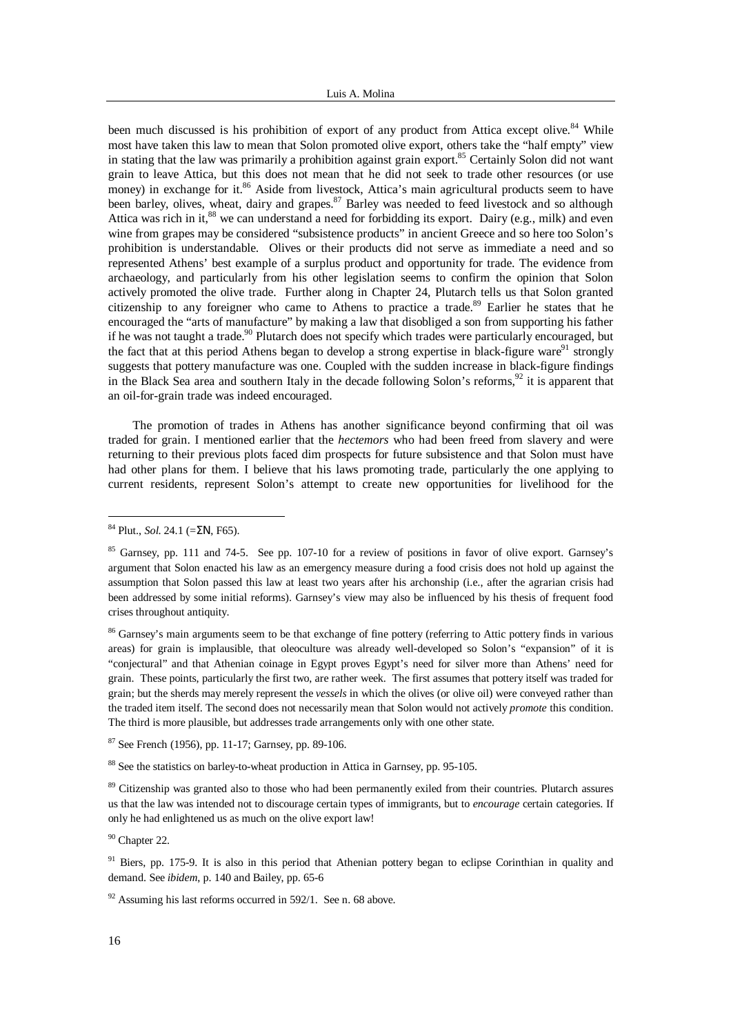been much discussed is his prohibition of export of any product from Attica except olive.[84] While most have taken this law to mean that Solon promoted olive export, others take the "half empty" view in stating that the law was primarily a prohibition against grain export.[85] Certainly Solon did not want grain to leave Attica, but this does not mean that he did not seek to trade other resources (or use money) in exchange for it.[86] Aside from livestock, Attica's main agricultural products seem to have been barley, olives, wheat, dairy and grapes.[87] Barley was needed to feed livestock and so although Attica was rich in it,[88] we can understand a need for forbidding its export. Dairy (e.g., milk) and even wine from grapes may be considered "subsistence products" in ancient Greece and so here too Solon's prohibition is understandable. Olives or their products did not serve as immediate a need and so represented Athens' best example of a surplus product and opportunity for trade. The evidence from archaeology, and particularly from his other legislation seems to confirm the opinion that Solon actively promoted the olive trade. Further along in Chapter 24, Plutarch tells us that Solon granted citizenship to any foreigner who came to Athens to practice a trade.[89] Earlier he states that he encouraged the "arts of manufacture" by making a law that disobliged a son from supporting his father if he was not taught a trade.[90] Plutarch does not specify which trades were particularly encouraged, but the fact that at this period Athens began to develop a strong expertise in black-figure ware[91] strongly suggests that pottery manufacture was one. Coupled with the sudden increase in black-figure findings in the Black Sea area and southern Italy in the decade following Solon's reforms,[92] it is apparent that an oil-for-grain trade was indeed encouraged.

The promotion of trades in Athens has another significance beyond confirming that oil was traded for grain. I mentioned earlier that the *hectemors* who had been freed from slavery and were returning to their previous plots faced dim prospects for future subsistence and that Solon must have had other plans for them. I believe that his laws promoting trade, particularly the one applying to current residents, represent Solon's attempt to create new opportunities for livelihood for the

---

[84] Plut., *Sol.* 24.1 (=ΣN, F65).

[85] Garnsey, pp. 111 and 74-5. See pp. 107-10 for a review of positions in favor of olive export. Garnsey's argument that Solon enacted his law as an emergency measure during a food crisis does not hold up against the assumption that Solon passed this law at least two years after his archonship (i.e., after the agrarian crisis had been addressed by some initial reforms). Garnsey's view may also be influenced by his thesis of frequent food crises throughout antiquity.

[86] Garnsey's main arguments seem to be that exchange of fine pottery (referring to Attic pottery finds in various areas) for grain is implausible, that oleoculture was already well-developed so Solon's "expansion" of it is "conjectural" and that Athenian coinage in Egypt proves Egypt's need for silver more than Athens' need for grain. These points, particularly the first two, are rather week. The first assumes that pottery itself was traded for grain; but the sherds may merely represent the *vessels* in which the olives (or olive oil) were conveyed rather than the traded item itself. The second does not necessarily mean that Solon would not actively *promote* this condition. The third is more plausible, but addresses trade arrangements only with one other state.

[87] See French (1956), pp. 11-17; Garnsey, pp. 89-106.

[88] See the statistics on barley-to-wheat production in Attica in Garnsey, pp. 95-105.

[89] Citizenship was granted also to those who had been permanently exiled from their countries. Plutarch assures us that the law was intended not to discourage certain types of immigrants, but to *encourage* certain categories. If only he had enlightened us as much on the olive export law!

[90] Chapter 22.

[91] Biers, pp. 175-9. It is also in this period that Athenian pottery began to eclipse Corinthian in quality and demand. See *ibidem*, p. 140 and Bailey, pp. 65-6

[92] Assuming his last reforms occurred in 592/1. See n. 68 above.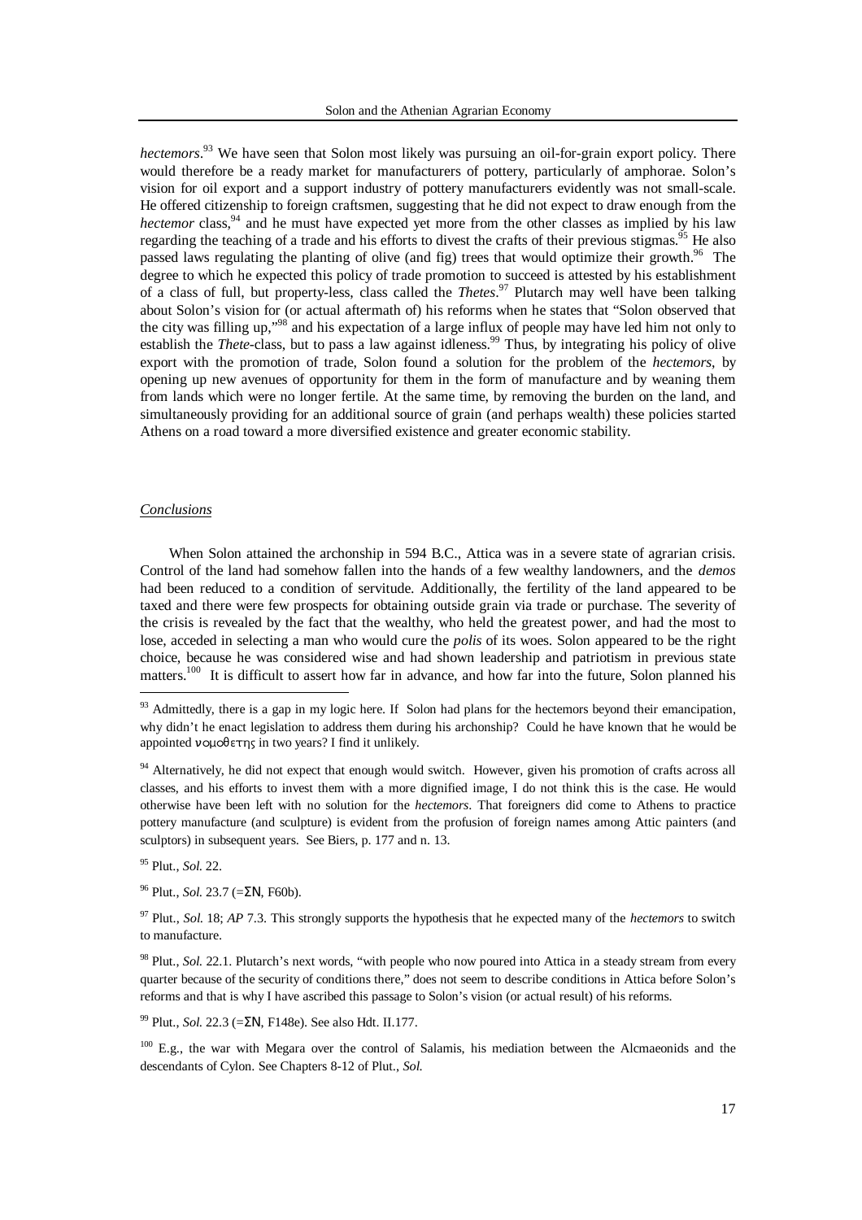*hectemors*.[93] We have seen that Solon most likely was pursuing an oil-for-grain export policy. There would therefore be a ready market for manufacturers of pottery, particularly of amphorae. Solon's vision for oil export and a support industry of pottery manufacturers evidently was not small-scale. He offered citizenship to foreign craftsmen, suggesting that he did not expect to draw enough from the *hectemor* class,[94] and he must have expected yet more from the other classes as implied by his law regarding the teaching of a trade and his efforts to divest the crafts of their previous stigmas.[95] He also passed laws regulating the planting of olive (and fig) trees that would optimize their growth.[96] The degree to which he expected this policy of trade promotion to succeed is attested by his establishment of a class of full, but property-less, class called the *Thetes*.[97] Plutarch may well have been talking about Solon's vision for (or actual aftermath of) his reforms when he states that "Solon observed that the city was filling up,"[98] and his expectation of a large influx of people may have led him not only to establish the *Thete*-class, but to pass a law against idleness.[99] Thus, by integrating his policy of olive export with the promotion of trade, Solon found a solution for the problem of the *hectemors*, by opening up new avenues of opportunity for them in the form of manufacture and by weaning them from lands which were no longer fertile. At the same time, by removing the burden on the land, and simultaneously providing for an additional source of grain (and perhaps wealth) these policies started Athens on a road toward a more diversified existence and greater economic stability.

## *Conclusions*

When Solon attained the archonship in 594 B.C., Attica was in a severe state of agrarian crisis. Control of the land had somehow fallen into the hands of a few wealthy landowners, and the *demos* had been reduced to a condition of servitude. Additionally, the fertility of the land appeared to be taxed and there were few prospects for obtaining outside grain via trade or purchase. The severity of the crisis is revealed by the fact that the wealthy, who held the greatest power, and had the most to lose, acceded in selecting a man who would cure the *polis* of its woes. Solon appeared to be the right choice, because he was considered wise and had shown leadership and patriotism in previous state matters.[100] It is difficult to assert how far in advance, and how far into the future, Solon planned his

---

[93] Admittedly, there is a gap in my logic here. If Solon had plans for the hectemors beyond their emancipation, why didn't he enact legislation to address them during his archonship? Could he have known that he would be appointed νομοθετης in two years? I find it unlikely.

[94] Alternatively, he did not expect that enough would switch. However, given his promotion of crafts across all classes, and his efforts to invest them with a more dignified image, I do not think this is the case. He would otherwise have been left with no solution for the *hectemors*. That foreigners did come to Athens to practice pottery manufacture (and sculpture) is evident from the profusion of foreign names among Attic painters (and sculptors) in subsequent years. See Biers, p. 177 and n. 13.

[95] Plut., *Sol.* 22.

[96] Plut., *Sol.* 23.7 (=ΣΝ, F60b).

[97] Plut., *Sol.* 18; *AP* 7.3. This strongly supports the hypothesis that he expected many of the *hectemors* to switch to manufacture.

[98] Plut., *Sol.* 22.1. Plutarch's next words, "with people who now poured into Attica in a steady stream from every quarter because of the security of conditions there," does not seem to describe conditions in Attica before Solon's reforms and that is why I have ascribed this passage to Solon's vision (or actual result) of his reforms.

[99] Plut., *Sol.* 22.3 (=ΣΝ, F148e). See also Hdt. II.177.

[100] E.g., the war with Megara over the control of Salamis, his mediation between the Alcmaeonids and the descendants of Cylon. See Chapters 8-12 of Plut., *Sol.*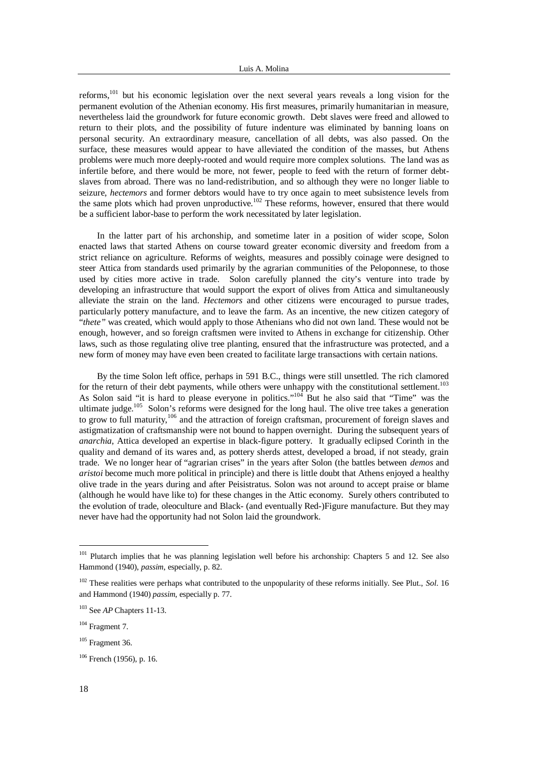reforms,[101] but his economic legislation over the next several years reveals a long vision for the permanent evolution of the Athenian economy. His first measures, primarily humanitarian in measure, nevertheless laid the groundwork for future economic growth. Debt slaves were freed and allowed to return to their plots, and the possibility of future indenture was eliminated by banning loans on personal security. An extraordinary measure, cancellation of all debts, was also passed. On the surface, these measures would appear to have alleviated the condition of the masses, but Athens problems were much more deeply-rooted and would require more complex solutions. The land was as infertile before, and there would be more, not fewer, people to feed with the return of former debt-slaves from abroad. There was no land-redistribution, and so although they were no longer liable to seizure, *hectemors* and former debtors would have to try once again to meet subsistence levels from the same plots which had proven unproductive.[102] These reforms, however, ensured that there would be a sufficient labor-base to perform the work necessitated by later legislation.

In the latter part of his archonship, and sometime later in a position of wider scope, Solon enacted laws that started Athens on course toward greater economic diversity and freedom from a strict reliance on agriculture. Reforms of weights, measures and possibly coinage were designed to steer Attica from standards used primarily by the agrarian communities of the Peloponnese, to those used by cities more active in trade. Solon carefully planned the city's venture into trade by developing an infrastructure that would support the export of olives from Attica and simultaneously alleviate the strain on the land. *Hectemors* and other citizens were encouraged to pursue trades, particularly pottery manufacture, and to leave the farm. As an incentive, the new citizen category of "*thete"* was created, which would apply to those Athenians who did not own land. These would not be enough, however, and so foreign craftsmen were invited to Athens in exchange for citizenship. Other laws, such as those regulating olive tree planting, ensured that the infrastructure was protected, and a new form of money may have even been created to facilitate large transactions with certain nations.

By the time Solon left office, perhaps in 591 B.C., things were still unsettled. The rich clamored for the return of their debt payments, while others were unhappy with the constitutional settlement.[103] As Solon said "it is hard to please everyone in politics."[104] But he also said that "Time" was the ultimate judge.[105] Solon's reforms were designed for the long haul. The olive tree takes a generation to grow to full maturity,[106] and the attraction of foreign craftsman, procurement of foreign slaves and astigmatization of craftsmanship were not bound to happen overnight. During the subsequent years of *anarchia*, Attica developed an expertise in black-figure pottery. It gradually eclipsed Corinth in the quality and demand of its wares and, as pottery sherds attest, developed a broad, if not steady, grain trade. We no longer hear of "agrarian crises" in the years after Solon (the battles between *demos* and *aristoi* become much more political in principle) and there is little doubt that Athens enjoyed a healthy olive trade in the years during and after Peisistratus. Solon was not around to accept praise or blame (although he would have like to) for these changes in the Attic economy. Surely others contributed to the evolution of trade, oleoculture and Black- (and eventually Red-)Figure manufacture. But they may never have had the opportunity had not Solon laid the groundwork.

---

[101] Plutarch implies that he was planning legislation well before his archonship: Chapters 5 and 12. See also Hammond (1940), *passim*, especially, p. 82.

[102] These realities were perhaps what contributed to the unpopularity of these reforms initially. See Plut., *Sol*. 16 and Hammond (1940) *passim*, especially p. 77.

[103] See *AP* Chapters 11-13.

[104] Fragment 7.

[105] Fragment 36.

[106] French (1956), p. 16.